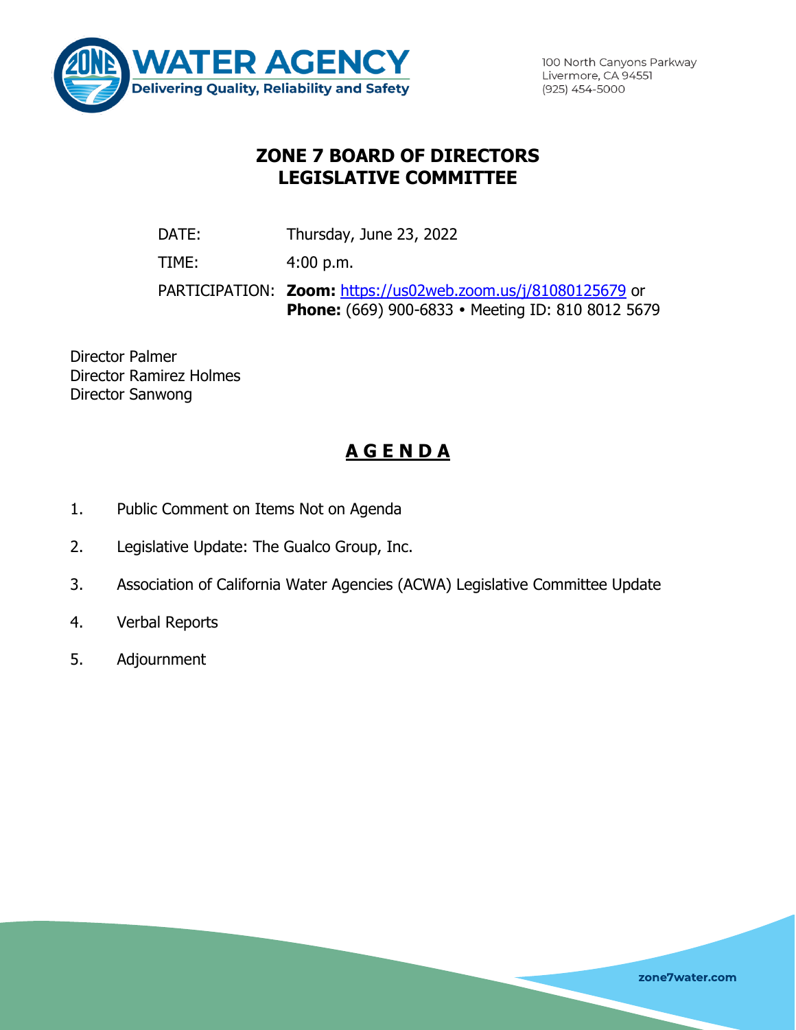WATER AGENCY
Delivering Quality, Reliability and Safety

100 North Canyons Parkway
Livermore, CA 94551
(925) 454-5000

# ZONE 7 BOARD OF DIRECTORS
# LEGISLATIVE COMMITTEE

DATE: Thursday, June 23, 2022

TIME: 4:00 p.m.

PARTICIPATION: **Zoom:** https://us02web.zoom.us/j/81080125679 or
**Phone:** (669) 900-6833 • Meeting ID: 810 8012 5679

Director Palmer
Director Ramirez Holmes
Director Sanwong

## A G E N D A

1. Public Comment on Items Not on Agenda
2. Legislative Update: The Gualco Group, Inc.
3. Association of California Water Agencies (ACWA) Legislative Committee Update
4. Verbal Reports
5. Adjournment

zone7water.com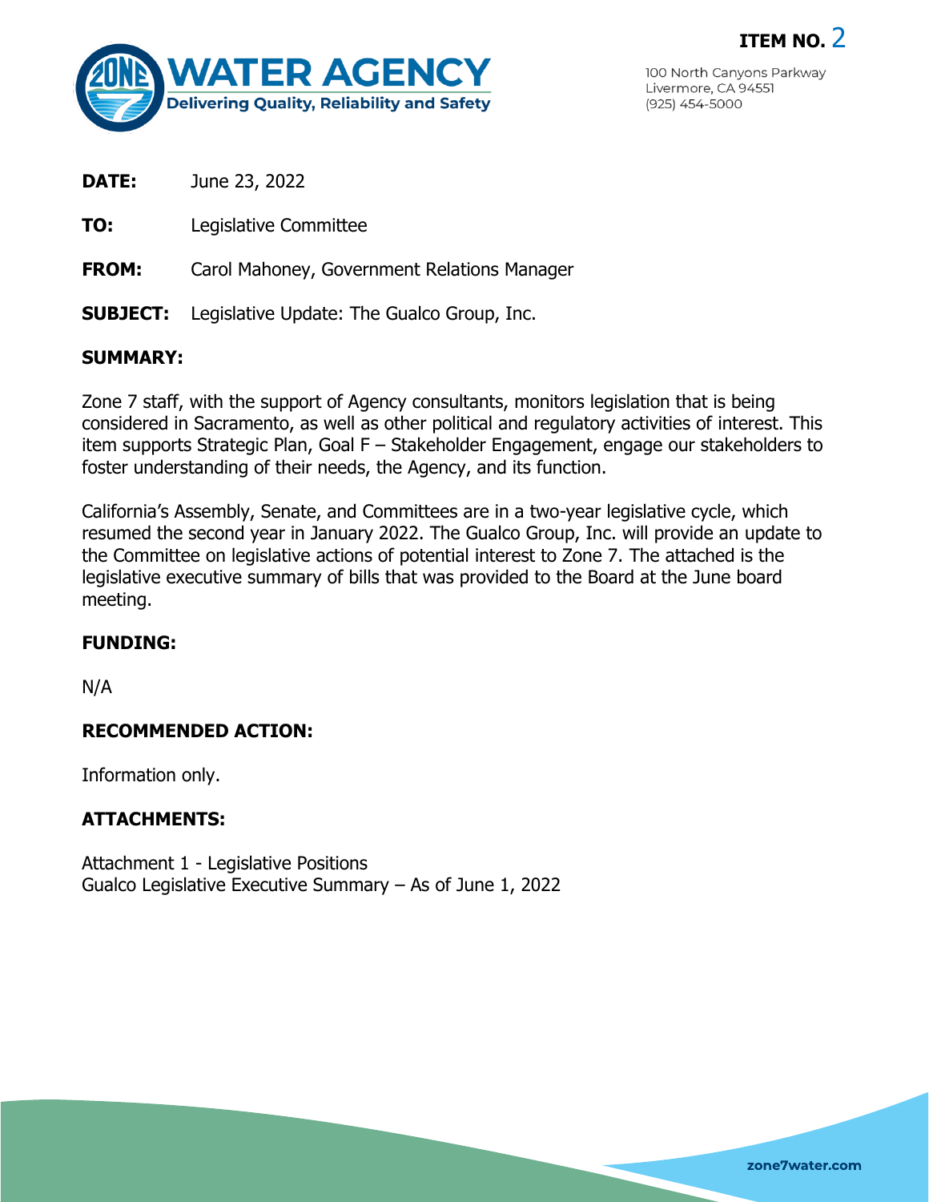**ITEM NO. 2**

100 North Canyons Parkway
Livermore, CA 94551
(925) 454-5000

**DATE:** June 23, 2022

**TO:** Legislative Committee

**FROM:** Carol Mahoney, Government Relations Manager

**SUBJECT:** Legislative Update: The Gualco Group, Inc.

## SUMMARY:

Zone 7 staff, with the support of Agency consultants, monitors legislation that is being considered in Sacramento, as well as other political and regulatory activities of interest. This item supports Strategic Plan, Goal F – Stakeholder Engagement, engage our stakeholders to foster understanding of their needs, the Agency, and its function.

California's Assembly, Senate, and Committees are in a two-year legislative cycle, which resumed the second year in January 2022. The Gualco Group, Inc. will provide an update to the Committee on legislative actions of potential interest to Zone 7. The attached is the legislative executive summary of bills that was provided to the Board at the June board meeting.

## FUNDING:

N/A

## RECOMMENDED ACTION:

Information only.

## ATTACHMENTS:

Attachment 1 - Legislative Positions
Gualco Legislative Executive Summary – As of June 1, 2022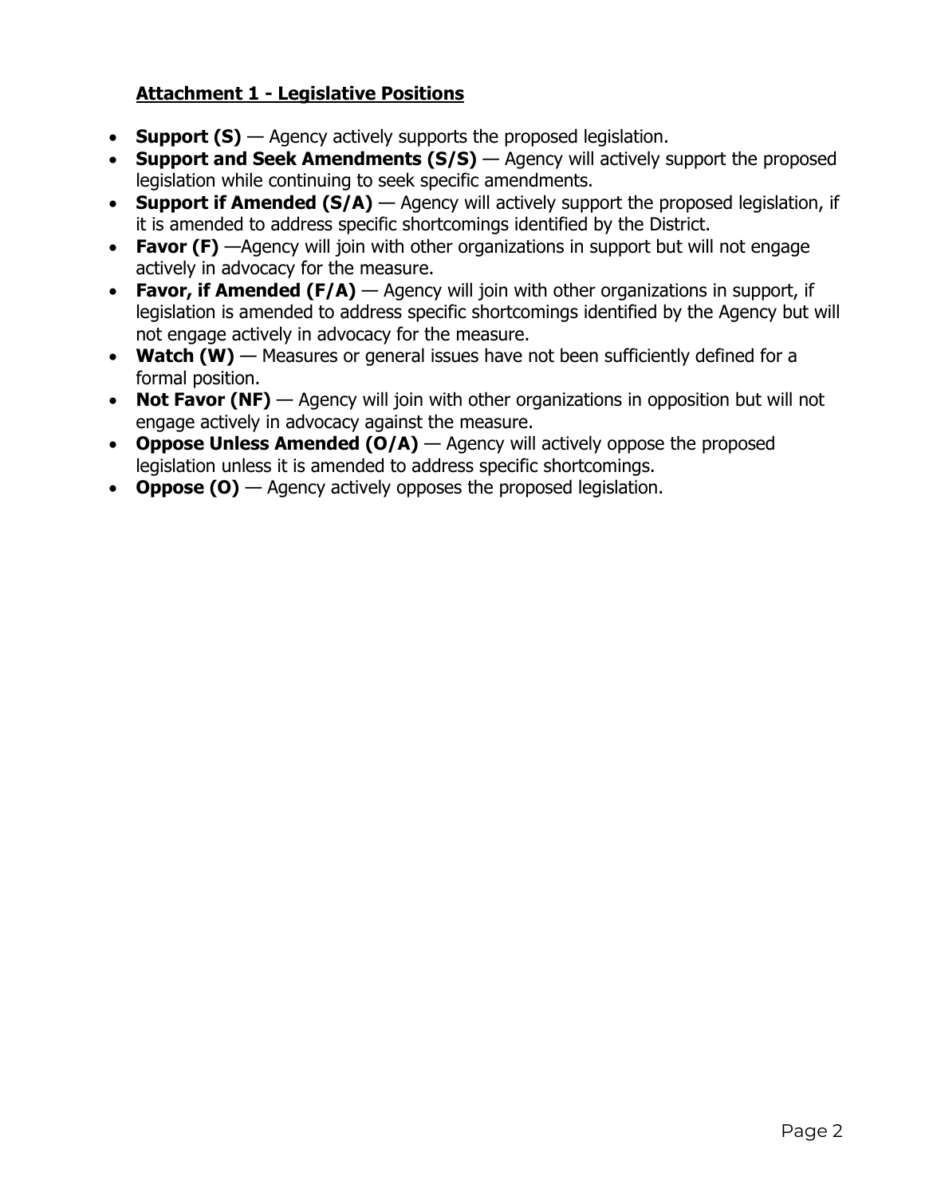## Attachment 1 - Legislative Positions

- **Support (S)** — Agency actively supports the proposed legislation.
- **Support and Seek Amendments (S/S)** — Agency will actively support the proposed legislation while continuing to seek specific amendments.
- **Support if Amended (S/A)** — Agency will actively support the proposed legislation, if it is amended to address specific shortcomings identified by the District.
- **Favor (F)** —Agency will join with other organizations in support but will not engage actively in advocacy for the measure.
- **Favor, if Amended (F/A)** — Agency will join with other organizations in support, if legislation is amended to address specific shortcomings identified by the Agency but will not engage actively in advocacy for the measure.
- **Watch (W)** — Measures or general issues have not been sufficiently defined for a formal position.
- **Not Favor (NF)** — Agency will join with other organizations in opposition but will not engage actively in advocacy against the measure.
- **Oppose Unless Amended (O/A)** — Agency will actively oppose the proposed legislation unless it is amended to address specific shortcomings.
- **Oppose (O)** — Agency actively opposes the proposed legislation.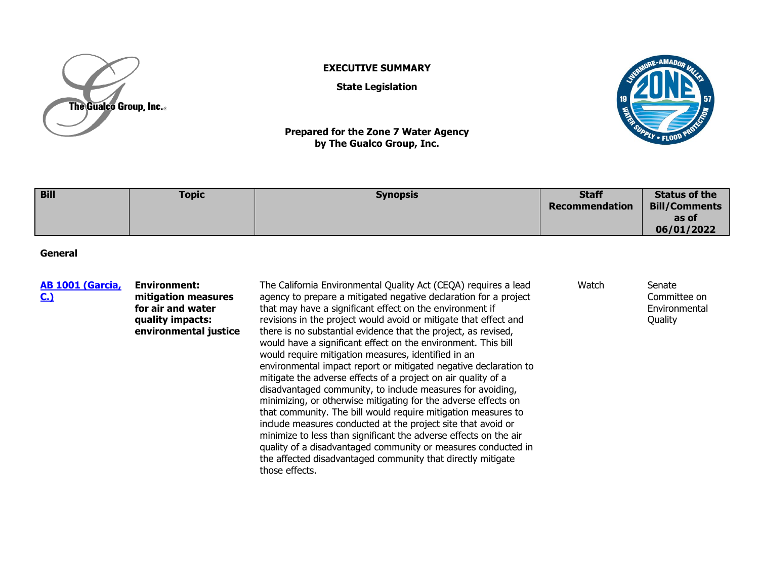**EXECUTIVE SUMMARY**

**State Legislation**

**Prepared for the Zone 7 Water Agency by The Gualco Group, Inc.**

| Bill | Topic | Synopsis | Staff Recommendation | Status of the Bill/Comments as of 06/01/2022 |
|---|---|---|---|---|
| **General** | | | | |
| [AB 1001 (Garcia, C.)]() | **Environment: mitigation measures for air and water quality impacts: environmental justice** | The California Environmental Quality Act (CEQA) requires a lead agency to prepare a mitigated negative declaration for a project that may have a significant effect on the environment if revisions in the project would avoid or mitigate that effect and there is no substantial evidence that the project, as revised, would have a significant effect on the environment. This bill would require mitigation measures, identified in an environmental impact report or mitigated negative declaration to mitigate the adverse effects of a project on air quality of a disadvantaged community, to include measures for avoiding, minimizing, or otherwise mitigating for the adverse effects on that community. The bill would require mitigation measures to include measures conducted at the project site that avoid or minimize to less than significant the adverse effects on the air quality of a disadvantaged community or measures conducted in the affected disadvantaged community that directly mitigate those effects. | Watch | Senate Committee on Environmental Quality |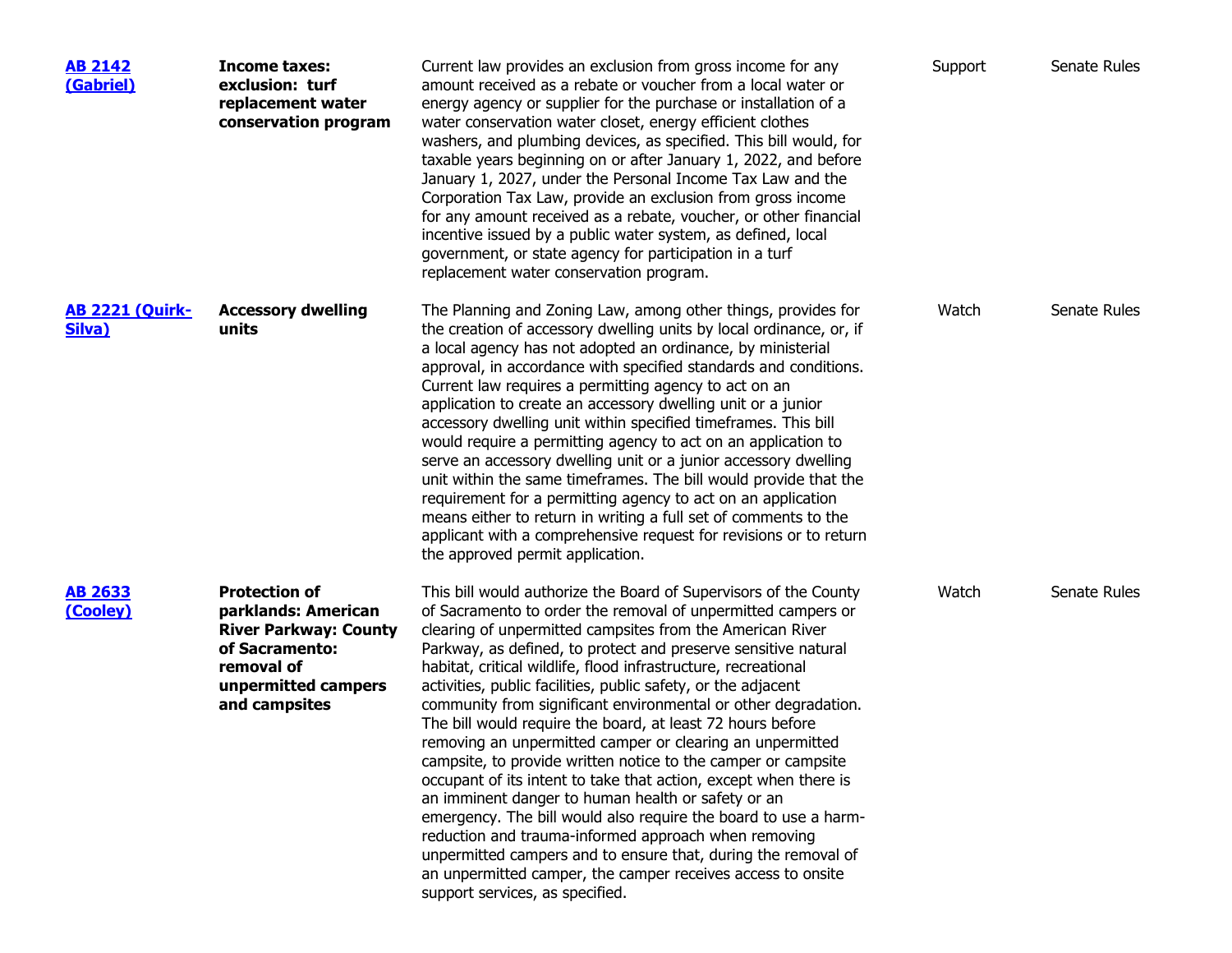| | | | | |
|---|---|---|---|---|
| **AB 2142 (Gabriel)** | **Income taxes: exclusion: turf replacement water conservation program** | Current law provides an exclusion from gross income for any amount received as a rebate or voucher from a local water or energy agency or supplier for the purchase or installation of a water conservation water closet, energy efficient clothes washers, and plumbing devices, as specified. This bill would, for taxable years beginning on or after January 1, 2022, and before January 1, 2027, under the Personal Income Tax Law and the Corporation Tax Law, provide an exclusion from gross income for any amount received as a rebate, voucher, or other financial incentive issued by a public water system, as defined, local government, or state agency for participation in a turf replacement water conservation program. | Support | Senate Rules |
| **AB 2221 (Quirk-Silva)** | **Accessory dwelling units** | The Planning and Zoning Law, among other things, provides for the creation of accessory dwelling units by local ordinance, or, if a local agency has not adopted an ordinance, by ministerial approval, in accordance with specified standards and conditions. Current law requires a permitting agency to act on an application to create an accessory dwelling unit or a junior accessory dwelling unit within specified timeframes. This bill would require a permitting agency to act on an application to serve an accessory dwelling unit or a junior accessory dwelling unit within the same timeframes. The bill would provide that the requirement for a permitting agency to act on an application means either to return in writing a full set of comments to the applicant with a comprehensive request for revisions or to return the approved permit application. | Watch | Senate Rules |
| **AB 2633 (Cooley)** | **Protection of parklands: American River Parkway: County of Sacramento: removal of unpermitted campers and campsites** | This bill would authorize the Board of Supervisors of the County of Sacramento to order the removal of unpermitted campers or clearing of unpermitted campsites from the American River Parkway, as defined, to protect and preserve sensitive natural habitat, critical wildlife, flood infrastructure, recreational activities, public facilities, public safety, or the adjacent community from significant environmental or other degradation. The bill would require the board, at least 72 hours before removing an unpermitted camper or clearing an unpermitted campsite, to provide written notice to the camper or campsite occupant of its intent to take that action, except when there is an imminent danger to human health or safety or an emergency. The bill would also require the board to use a harm-reduction and trauma-informed approach when removing unpermitted campers and to ensure that, during the removal of an unpermitted camper, the camper receives access to onsite support services, as specified. | Watch | Senate Rules |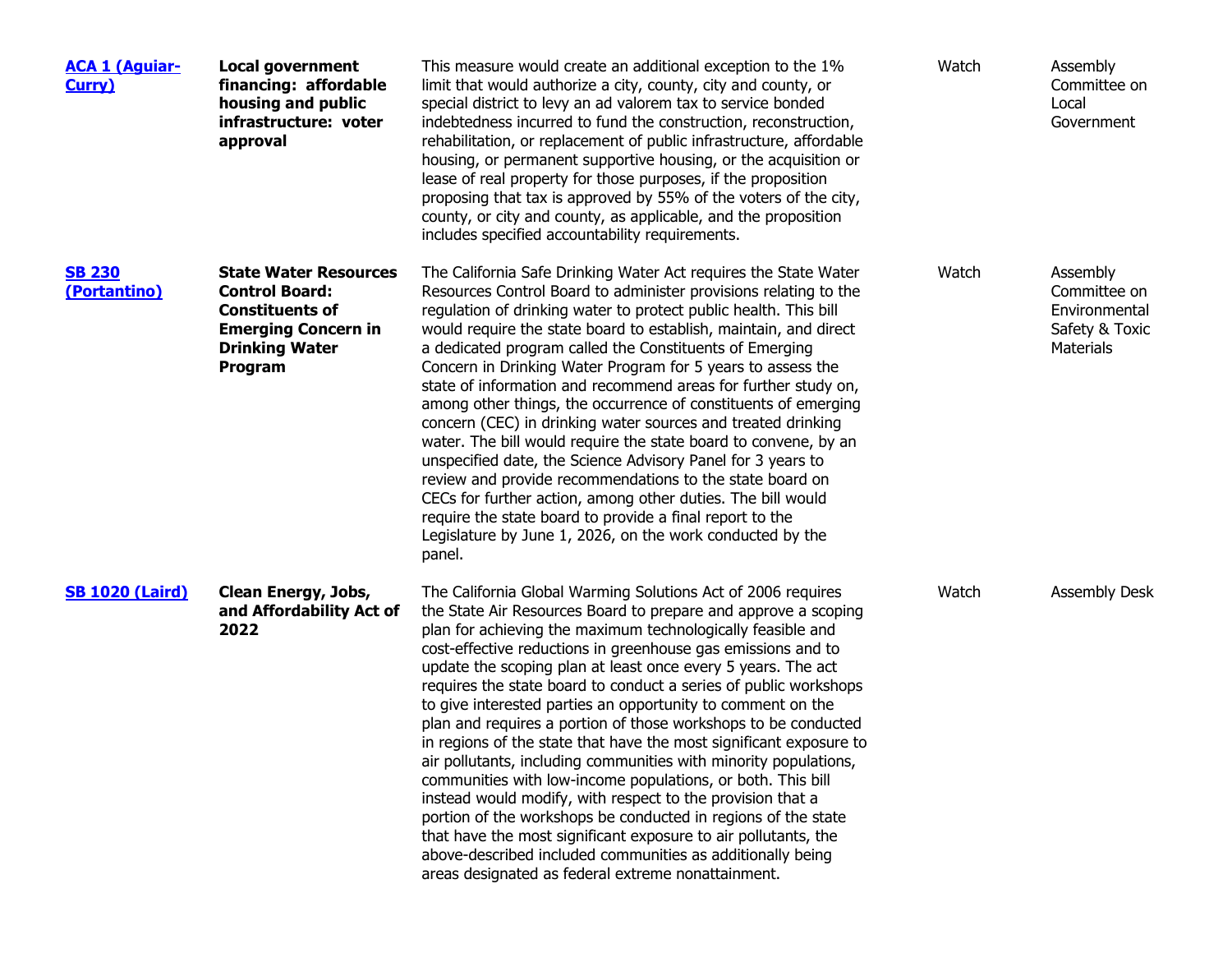| | | | | |
|---|---|---|---|---|
| **ACA 1 (Aguiar-Curry)** | **Local government financing: affordable housing and public infrastructure: voter approval** | This measure would create an additional exception to the 1% limit that would authorize a city, county, city and county, or special district to levy an ad valorem tax to service bonded indebtedness incurred to fund the construction, reconstruction, rehabilitation, or replacement of public infrastructure, affordable housing, or permanent supportive housing, or the acquisition or lease of real property for those purposes, if the proposition proposing that tax is approved by 55% of the voters of the city, county, or city and county, as applicable, and the proposition includes specified accountability requirements. | Watch | Assembly Committee on Local Government |
| **SB 230 (Portantino)** | **State Water Resources Control Board: Constituents of Emerging Concern in Drinking Water Program** | The California Safe Drinking Water Act requires the State Water Resources Control Board to administer provisions relating to the regulation of drinking water to protect public health. This bill would require the state board to establish, maintain, and direct a dedicated program called the Constituents of Emerging Concern in Drinking Water Program for 5 years to assess the state of information and recommend areas for further study on, among other things, the occurrence of constituents of emerging concern (CEC) in drinking water sources and treated drinking water. The bill would require the state board to convene, by an unspecified date, the Science Advisory Panel for 3 years to review and provide recommendations to the state board on CECs for further action, among other duties. The bill would require the state board to provide a final report to the Legislature by June 1, 2026, on the work conducted by the panel. | Watch | Assembly Committee on Environmental Safety & Toxic Materials |
| **SB 1020 (Laird)** | **Clean Energy, Jobs, and Affordability Act of 2022** | The California Global Warming Solutions Act of 2006 requires the State Air Resources Board to prepare and approve a scoping plan for achieving the maximum technologically feasible and cost-effective reductions in greenhouse gas emissions and to update the scoping plan at least once every 5 years. The act requires the state board to conduct a series of public workshops to give interested parties an opportunity to comment on the plan and requires a portion of those workshops to be conducted in regions of the state that have the most significant exposure to air pollutants, including communities with minority populations, communities with low-income populations, or both. This bill instead would modify, with respect to the provision that a portion of the workshops be conducted in regions of the state that have the most significant exposure to air pollutants, the above-described included communities as additionally being areas designated as federal extreme nonattainment. | Watch | Assembly Desk |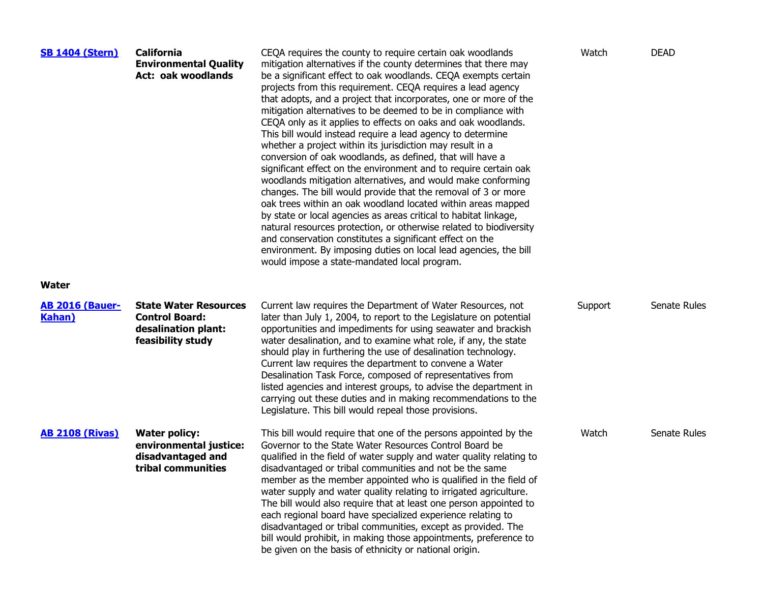| | | | | |
|---|---|---|---|---|
| **SB 1404 (Stern)** | **California Environmental Quality Act: oak woodlands** | CEQA requires the county to require certain oak woodlands mitigation alternatives if the county determines that there may be a significant effect to oak woodlands. CEQA exempts certain projects from this requirement. CEQA requires a lead agency that adopts, and a project that incorporates, one or more of the mitigation alternatives to be deemed to be in compliance with CEQA only as it applies to effects on oaks and oak woodlands. This bill would instead require a lead agency to determine whether a project within its jurisdiction may result in a conversion of oak woodlands, as defined, that will have a significant effect on the environment and to require certain oak woodlands mitigation alternatives, and would make conforming changes. The bill would provide that the removal of 3 or more oak trees within an oak woodland located within areas mapped by state or local agencies as areas critical to habitat linkage, natural resources protection, or otherwise related to biodiversity and conservation constitutes a significant effect on the environment. By imposing duties on local lead agencies, the bill would impose a state-mandated local program. | Watch | DEAD |
| **Water** | | | | |
| **AB 2016 (Bauer-Kahan)** | **State Water Resources Control Board: desalination plant: feasibility study** | Current law requires the Department of Water Resources, not later than July 1, 2004, to report to the Legislature on potential opportunities and impediments for using seawater and brackish water desalination, and to examine what role, if any, the state should play in furthering the use of desalination technology. Current law requires the department to convene a Water Desalination Task Force, composed of representatives from listed agencies and interest groups, to advise the department in carrying out these duties and in making recommendations to the Legislature. This bill would repeal those provisions. | Support | Senate Rules |
| **AB 2108 (Rivas)** | **Water policy: environmental justice: disadvantaged and tribal communities** | This bill would require that one of the persons appointed by the Governor to the State Water Resources Control Board be qualified in the field of water supply and water quality relating to disadvantaged or tribal communities and not be the same member as the member appointed who is qualified in the field of water supply and water quality relating to irrigated agriculture. The bill would also require that at least one person appointed to each regional board have specialized experience relating to disadvantaged or tribal communities, except as provided. The bill would prohibit, in making those appointments, preference to be given on the basis of ethnicity or national origin. | Watch | Senate Rules |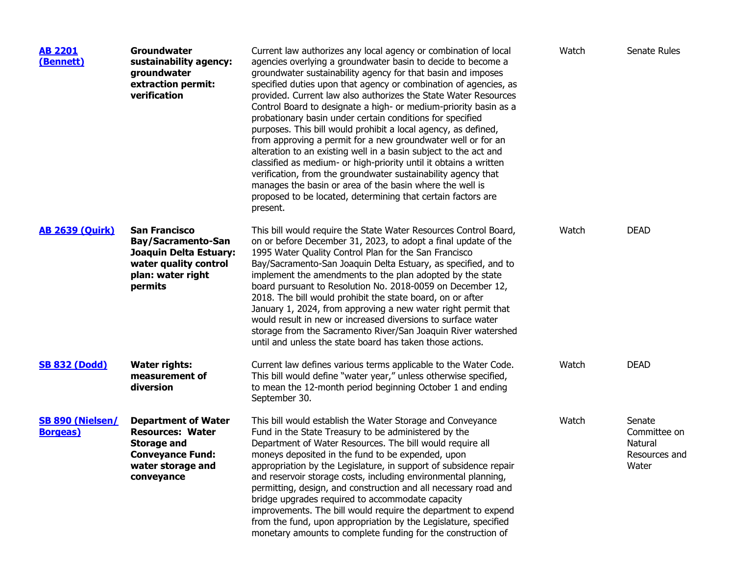| | | | | |
|---|---|---|---|---|
| **AB 2201 (Bennett)** | **Groundwater sustainability agency: groundwater extraction permit: verification** | Current law authorizes any local agency or combination of local agencies overlying a groundwater basin to decide to become a groundwater sustainability agency for that basin and imposes specified duties upon that agency or combination of agencies, as provided. Current law also authorizes the State Water Resources Control Board to designate a high- or medium-priority basin as a probationary basin under certain conditions for specified purposes. This bill would prohibit a local agency, as defined, from approving a permit for a new groundwater well or for an alteration to an existing well in a basin subject to the act and classified as medium- or high-priority until it obtains a written verification, from the groundwater sustainability agency that manages the basin or area of the basin where the well is proposed to be located, determining that certain factors are present. | Watch | Senate Rules |
| **AB 2639 (Quirk)** | **San Francisco Bay/Sacramento-San Joaquin Delta Estuary: water quality control plan: water right permits** | This bill would require the State Water Resources Control Board, on or before December 31, 2023, to adopt a final update of the 1995 Water Quality Control Plan for the San Francisco Bay/Sacramento-San Joaquin Delta Estuary, as specified, and to implement the amendments to the plan adopted by the state board pursuant to Resolution No. 2018-0059 on December 12, 2018. The bill would prohibit the state board, on or after January 1, 2024, from approving a new water right permit that would result in new or increased diversions to surface water storage from the Sacramento River/San Joaquin River watershed until and unless the state board has taken those actions. | Watch | DEAD |
| **SB 832 (Dodd)** | **Water rights: measurement of diversion** | Current law defines various terms applicable to the Water Code. This bill would define "water year," unless otherwise specified, to mean the 12-month period beginning October 1 and ending September 30. | Watch | DEAD |
| **SB 890 (Nielsen/ Borgeas)** | **Department of Water Resources: Water Storage and Conveyance Fund: water storage and conveyance** | This bill would establish the Water Storage and Conveyance Fund in the State Treasury to be administered by the Department of Water Resources. The bill would require all moneys deposited in the fund to be expended, upon appropriation by the Legislature, in support of subsidence repair and reservoir storage costs, including environmental planning, permitting, design, and construction and all necessary road and bridge upgrades required to accommodate capacity improvements. The bill would require the department to expend from the fund, upon appropriation by the Legislature, specified monetary amounts to complete funding for the construction of | Watch | Senate Committee on Natural Resources and Water |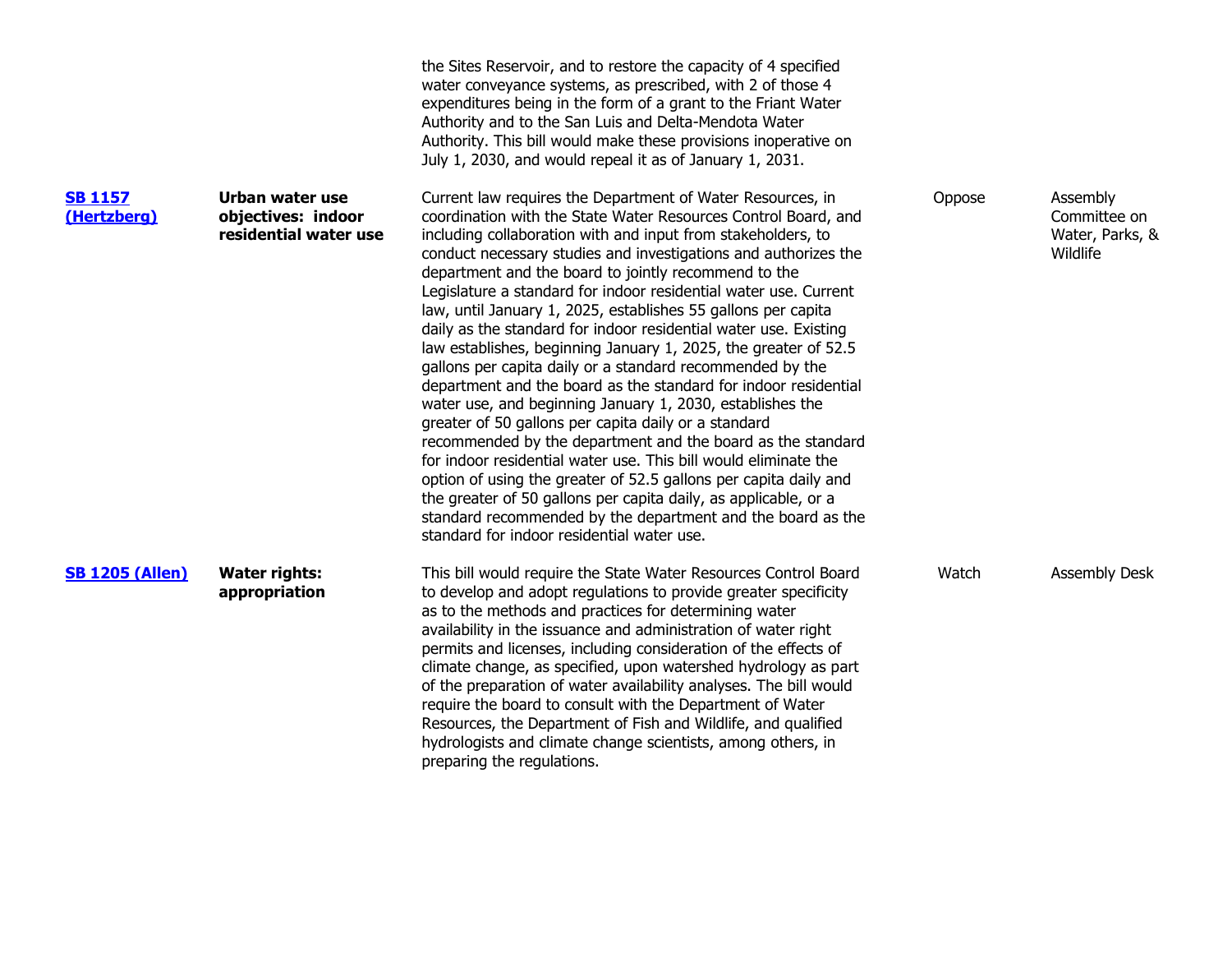| | | | | |
|---|---|---|---|---|
| | | the Sites Reservoir, and to restore the capacity of 4 specified water conveyance systems, as prescribed, with 2 of those 4 expenditures being in the form of a grant to the Friant Water Authority and to the San Luis and Delta-Mendota Water Authority. This bill would make these provisions inoperative on July 1, 2030, and would repeal it as of January 1, 2031. | | |
| **SB 1157 (Hertzberg)** | **Urban water use objectives: indoor residential water use** | Current law requires the Department of Water Resources, in coordination with the State Water Resources Control Board, and including collaboration with and input from stakeholders, to conduct necessary studies and investigations and authorizes the department and the board to jointly recommend to the Legislature a standard for indoor residential water use. Current law, until January 1, 2025, establishes 55 gallons per capita daily as the standard for indoor residential water use. Existing law establishes, beginning January 1, 2025, the greater of 52.5 gallons per capita daily or a standard recommended by the department and the board as the standard for indoor residential water use, and beginning January 1, 2030, establishes the greater of 50 gallons per capita daily or a standard recommended by the department and the board as the standard for indoor residential water use. This bill would eliminate the option of using the greater of 52.5 gallons per capita daily and the greater of 50 gallons per capita daily, as applicable, or a standard recommended by the department and the board as the standard for indoor residential water use. | Oppose | Assembly Committee on Water, Parks, & Wildlife |
| **SB 1205 (Allen)** | **Water rights: appropriation** | This bill would require the State Water Resources Control Board to develop and adopt regulations to provide greater specificity as to the methods and practices for determining water availability in the issuance and administration of water right permits and licenses, including consideration of the effects of climate change, as specified, upon watershed hydrology as part of the preparation of water availability analyses. The bill would require the board to consult with the Department of Water Resources, the Department of Fish and Wildlife, and qualified hydrologists and climate change scientists, among others, in preparing the regulations. | Watch | Assembly Desk |